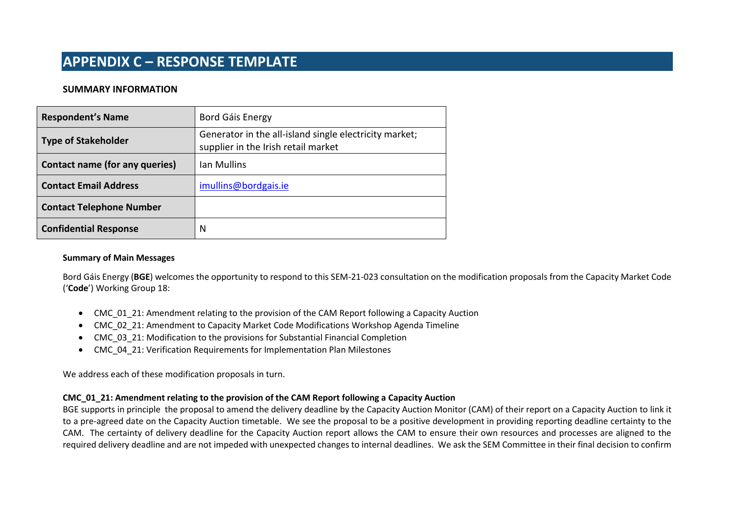# APPENDIX C – RESPONSE TEMPLATE

### SUMMARY INFORMATION

| Respondent's Name | Bord Gáis Energy |
|---|---|
| Type of Stakeholder | Generator in the all-island single electricity market; supplier in the Irish retail market |
| Contact name (for any queries) | Ian Mullins |
| Contact Email Address | imullins@bordgais.ie |
| Contact Telephone Number | |
| Confidential Response | N |

**Summary of Main Messages**

Bord Gáis Energy (**BGE**) welcomes the opportunity to respond to this SEM-21-023 consultation on the modification proposals from the Capacity Market Code ('**Code**') Working Group 18:

- CMC_01_21: Amendment relating to the provision of the CAM Report following a Capacity Auction
- CMC_02_21: Amendment to Capacity Market Code Modifications Workshop Agenda Timeline
- CMC_03_21: Modification to the provisions for Substantial Financial Completion
- CMC_04_21: Verification Requirements for Implementation Plan Milestones

We address each of these modification proposals in turn.

**CMC_01_21: Amendment relating to the provision of the CAM Report following a Capacity Auction**

BGE supports in principle the proposal to amend the delivery deadline by the Capacity Auction Monitor (CAM) of their report on a Capacity Auction to link it to a pre-agreed date on the Capacity Auction timetable. We see the proposal to be a positive development in providing reporting deadline certainty to the CAM. The certainty of delivery deadline for the Capacity Auction report allows the CAM to ensure their own resources and processes are aligned to the required delivery deadline and are not impeded with unexpected changes to internal deadlines. We ask the SEM Committee in their final decision to confirm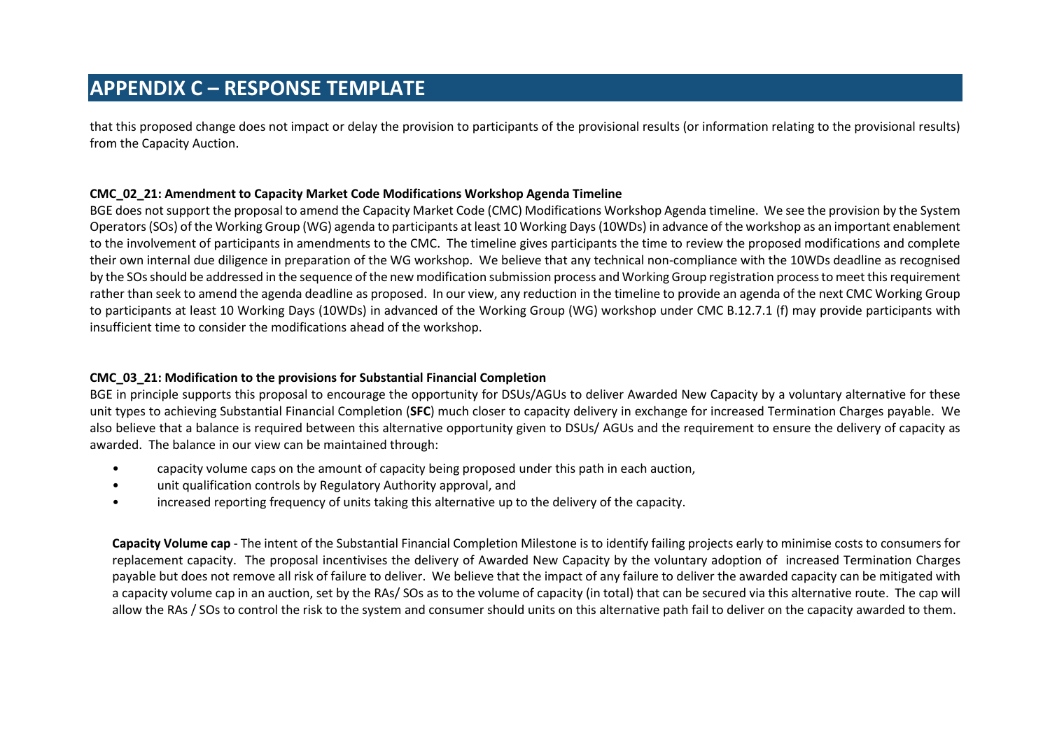# APPENDIX C – RESPONSE TEMPLATE

that this proposed change does not impact or delay the provision to participants of the provisional results (or information relating to the provisional results) from the Capacity Auction.

**CMC_02_21: Amendment to Capacity Market Code Modifications Workshop Agenda Timeline**

BGE does not support the proposal to amend the Capacity Market Code (CMC) Modifications Workshop Agenda timeline. We see the provision by the System Operators (SOs) of the Working Group (WG) agenda to participants at least 10 Working Days (10WDs) in advance of the workshop as an important enablement to the involvement of participants in amendments to the CMC. The timeline gives participants the time to review the proposed modifications and complete their own internal due diligence in preparation of the WG workshop. We believe that any technical non-compliance with the 10WDs deadline as recognised by the SOs should be addressed in the sequence of the new modification submission process and Working Group registration process to meet this requirement rather than seek to amend the agenda deadline as proposed. In our view, any reduction in the timeline to provide an agenda of the next CMC Working Group to participants at least 10 Working Days (10WDs) in advanced of the Working Group (WG) workshop under CMC B.12.7.1 (f) may provide participants with insufficient time to consider the modifications ahead of the workshop.

**CMC_03_21: Modification to the provisions for Substantial Financial Completion**

BGE in principle supports this proposal to encourage the opportunity for DSUs/AGUs to deliver Awarded New Capacity by a voluntary alternative for these unit types to achieving Substantial Financial Completion (**SFC**) much closer to capacity delivery in exchange for increased Termination Charges payable. We also believe that a balance is required between this alternative opportunity given to DSUs/ AGUs and the requirement to ensure the delivery of capacity as awarded. The balance in our view can be maintained through:

- capacity volume caps on the amount of capacity being proposed under this path in each auction,
- unit qualification controls by Regulatory Authority approval, and
- increased reporting frequency of units taking this alternative up to the delivery of the capacity.

**Capacity Volume cap** - The intent of the Substantial Financial Completion Milestone is to identify failing projects early to minimise costs to consumers for replacement capacity. The proposal incentivises the delivery of Awarded New Capacity by the voluntary adoption of increased Termination Charges payable but does not remove all risk of failure to deliver. We believe that the impact of any failure to deliver the awarded capacity can be mitigated with a capacity volume cap in an auction, set by the RAs/ SOs as to the volume of capacity (in total) that can be secured via this alternative route. The cap will allow the RAs / SOs to control the risk to the system and consumer should units on this alternative path fail to deliver on the capacity awarded to them.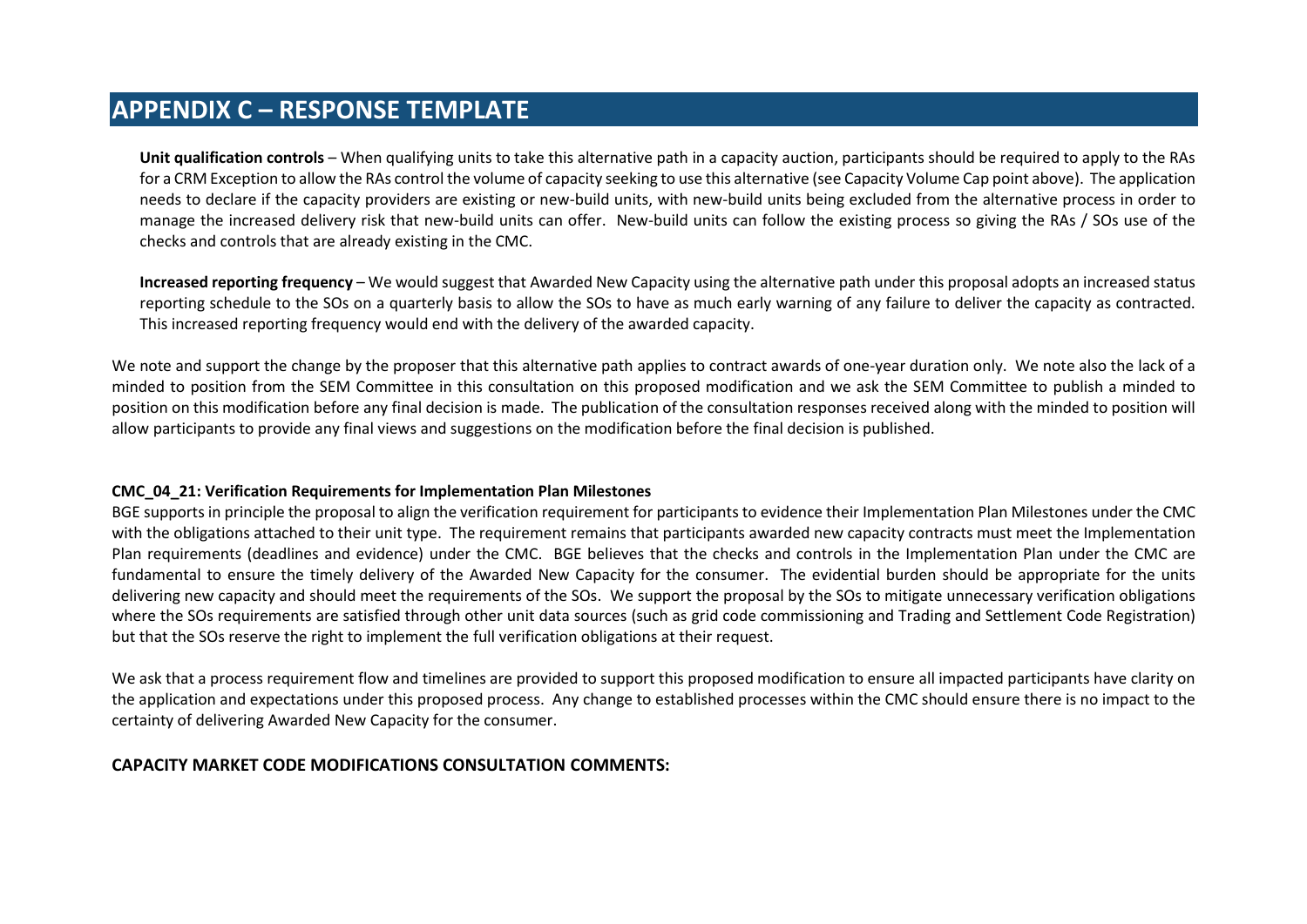# APPENDIX C – RESPONSE TEMPLATE

**Unit qualification controls** – When qualifying units to take this alternative path in a capacity auction, participants should be required to apply to the RAs for a CRM Exception to allow the RAs control the volume of capacity seeking to use this alternative (see Capacity Volume Cap point above). The application needs to declare if the capacity providers are existing or new-build units, with new-build units being excluded from the alternative process in order to manage the increased delivery risk that new-build units can offer. New-build units can follow the existing process so giving the RAs / SOs use of the checks and controls that are already existing in the CMC.

**Increased reporting frequency** – We would suggest that Awarded New Capacity using the alternative path under this proposal adopts an increased status reporting schedule to the SOs on a quarterly basis to allow the SOs to have as much early warning of any failure to deliver the capacity as contracted. This increased reporting frequency would end with the delivery of the awarded capacity.

We note and support the change by the proposer that this alternative path applies to contract awards of one-year duration only. We note also the lack of a minded to position from the SEM Committee in this consultation on this proposed modification and we ask the SEM Committee to publish a minded to position on this modification before any final decision is made. The publication of the consultation responses received along with the minded to position will allow participants to provide any final views and suggestions on the modification before the final decision is published.

**CMC_04_21: Verification Requirements for Implementation Plan Milestones**

BGE supports in principle the proposal to align the verification requirement for participants to evidence their Implementation Plan Milestones under the CMC with the obligations attached to their unit type. The requirement remains that participants awarded new capacity contracts must meet the Implementation Plan requirements (deadlines and evidence) under the CMC. BGE believes that the checks and controls in the Implementation Plan under the CMC are fundamental to ensure the timely delivery of the Awarded New Capacity for the consumer. The evidential burden should be appropriate for the units delivering new capacity and should meet the requirements of the SOs. We support the proposal by the SOs to mitigate unnecessary verification obligations where the SOs requirements are satisfied through other unit data sources (such as grid code commissioning and Trading and Settlement Code Registration) but that the SOs reserve the right to implement the full verification obligations at their request.

We ask that a process requirement flow and timelines are provided to support this proposed modification to ensure all impacted participants have clarity on the application and expectations under this proposed process. Any change to established processes within the CMC should ensure there is no impact to the certainty of delivering Awarded New Capacity for the consumer.

**CAPACITY MARKET CODE MODIFICATIONS CONSULTATION COMMENTS:**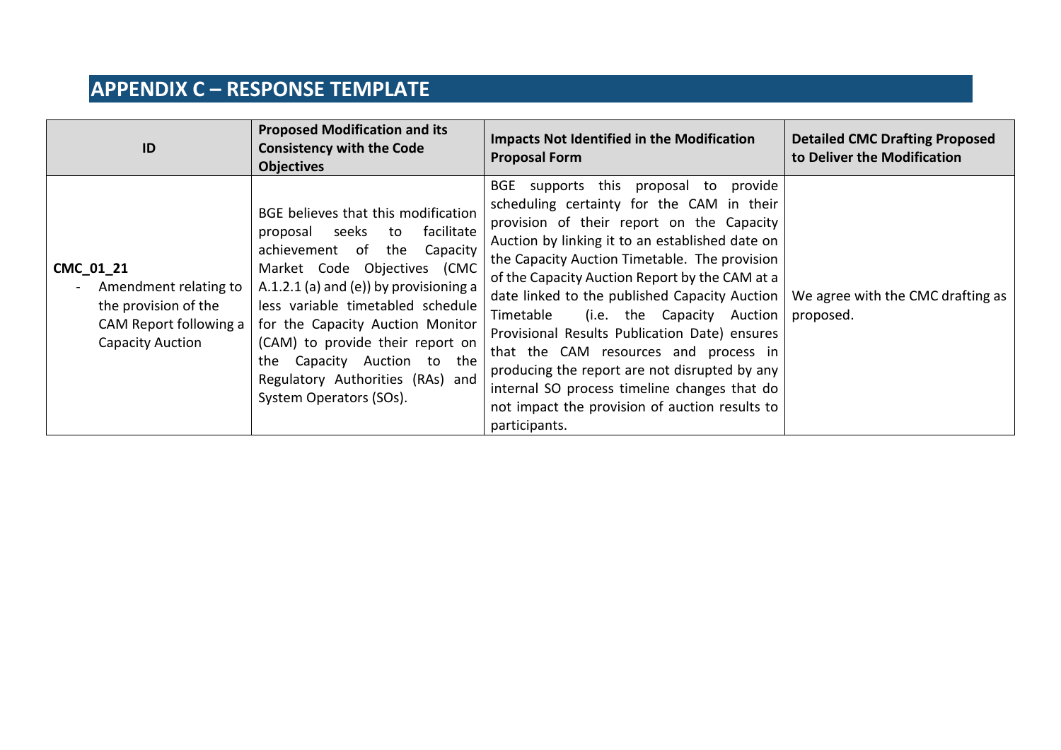# APPENDIX C – RESPONSE TEMPLATE

| ID | Proposed Modification and its Consistency with the Code Objectives | Impacts Not Identified in the Modification Proposal Form | Detailed CMC Drafting Proposed to Deliver the Modification |
|---|---|---|---|
| **CMC_01_21**<br>- Amendment relating to the provision of the CAM Report following a Capacity Auction | BGE believes that this modification proposal seeks to facilitate achievement of the Capacity Market Code Objectives (CMC A.1.2.1 (a) and (e)) by provisioning a less variable timetabled schedule for the Capacity Auction Monitor (CAM) to provide their report on the Capacity Auction to the Regulatory Authorities (RAs) and System Operators (SOs). | BGE supports this proposal to provide scheduling certainty for the CAM in their provision of their report on the Capacity Auction by linking it to an established date on the Capacity Auction Timetable. The provision of the Capacity Auction Report by the CAM at a date linked to the published Capacity Auction Timetable (i.e. the Capacity Auction Provisional Results Publication Date) ensures that the CAM resources and process in producing the report are not disrupted by any internal SO process timeline changes that do not impact the provision of auction results to participants. | We agree with the CMC drafting as proposed. |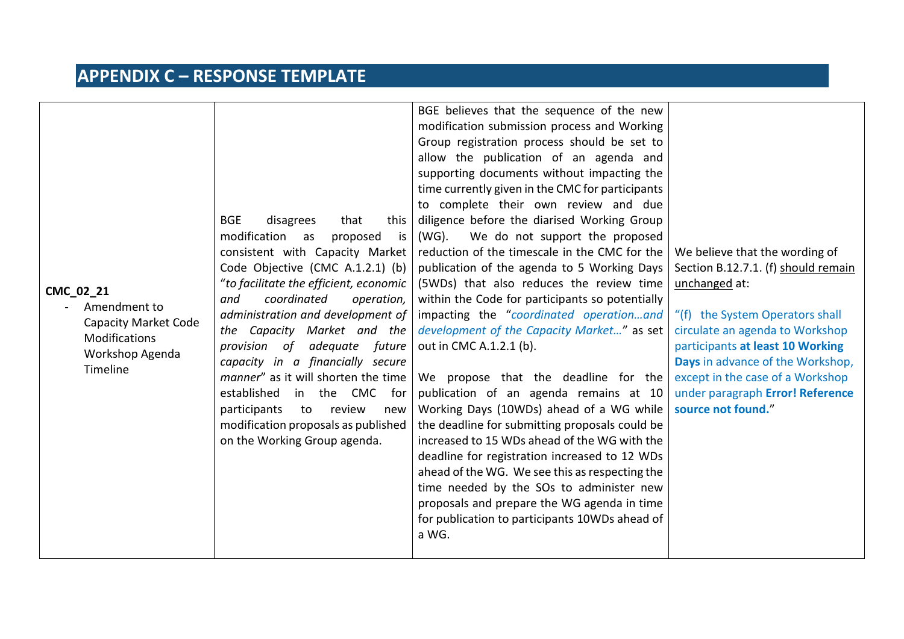## APPENDIX C – RESPONSE TEMPLATE

| | | | |
|---|---|---|---|
| **CMC_02_21**<br>- Amendment to Capacity Market Code Modifications Workshop Agenda Timeline | BGE disagrees that this modification as proposed is consistent with Capacity Market Code Objective (CMC A.1.2.1) (b) "*to facilitate the efficient, economic and coordinated operation, administration and development of the Capacity Market and the provision of adequate future capacity in a financially secure manner*" as it will shorten the time established in the CMC for participants to review new modification proposals as published on the Working Group agenda. | BGE believes that the sequence of the new modification submission process and Working Group registration process should be set to allow the publication of an agenda and supporting documents without impacting the time currently given in the CMC for participants to complete their own review and due diligence before the diarised Working Group (WG). We do not support the proposed reduction of the timescale in the CMC for the publication of the agenda to 5 Working Days (5WDs) that also reduces the review time within the Code for participants so potentially impacting the "*coordinated operation…and development of the Capacity Market…*" as set out in CMC A.1.2.1 (b).<br><br>We propose that the deadline for the publication of an agenda remains at 10 Working Days (10WDs) ahead of a WG while the deadline for submitting proposals could be increased to 15 WDs ahead of the WG with the deadline for registration increased to 12 WDs ahead of the WG. We see this as respecting the time needed by the SOs to administer new proposals and prepare the WG agenda in time for publication to participants 10WDs ahead of a WG. | We believe that the wording of Section B.12.7.1. (f) should remain unchanged at:<br><br>"(f) the System Operators shall circulate an agenda to Workshop participants **at least 10 Working Days** in advance of the Workshop, except in the case of a Workshop under paragraph **Error! Reference source not found.**" |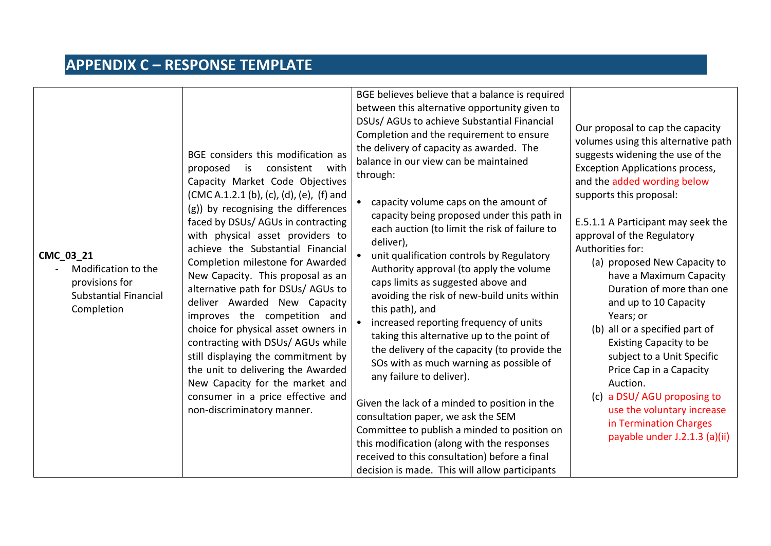## APPENDIX C – RESPONSE TEMPLATE

| | | | |
|---|---|---|---|
| **CMC_03_21**<br>- Modification to the provisions for Substantial Financial Completion | BGE considers this modification as proposed is consistent with Capacity Market Code Objectives (CMC A.1.2.1 (b), (c), (d), (e), (f) and (g)) by recognising the differences faced by DSUs/ AGUs in contracting with physical asset providers to achieve the Substantial Financial Completion milestone for Awarded New Capacity. This proposal as an alternative path for DSUs/ AGUs to deliver Awarded New Capacity improves the competition and choice for physical asset owners in contracting with DSUs/ AGUs while still displaying the commitment by the unit to delivering the Awarded New Capacity for the market and consumer in a price effective and non-discriminatory manner. | BGE believes believe that a balance is required between this alternative opportunity given to DSUs/ AGUs to achieve Substantial Financial Completion and the requirement to ensure the delivery of capacity as awarded. The balance in our view can be maintained through:<br><br>• capacity volume caps on the amount of capacity being proposed under this path in each auction (to limit the risk of failure to deliver),<br>• unit qualification controls by Regulatory Authority approval (to apply the volume caps limits as suggested above and avoiding the risk of new-build units within this path), and<br>• increased reporting frequency of units taking this alternative up to the point of the delivery of the capacity (to provide the SOs with as much warning as possible of any failure to deliver).<br><br>Given the lack of a minded to position in the consultation paper, we ask the SEM Committee to publish a minded to position on this modification (along with the responses received to this consultation) before a final decision is made. This will allow participants | Our proposal to cap the capacity volumes using this alternative path suggests widening the use of the Exception Applications process, and the added wording below supports this proposal:<br><br>E.5.1.1 A Participant may seek the approval of the Regulatory Authorities for:<br>(a) proposed New Capacity to have a Maximum Capacity Duration of more than one and up to 10 Capacity Years; or<br>(b) all or a specified part of Existing Capacity to be subject to a Unit Specific Price Cap in a Capacity Auction.<br>(c) a DSU/ AGU proposing to use the voluntary increase in Termination Charges payable under J.2.1.3 (a)(ii) |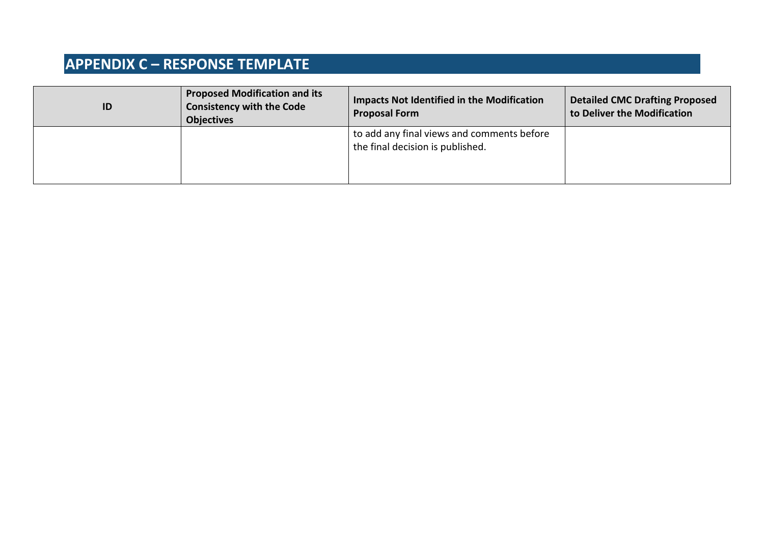# APPENDIX C – RESPONSE TEMPLATE

| ID | Proposed Modification and its Consistency with the Code Objectives | Impacts Not Identified in the Modification Proposal Form | Detailed CMC Drafting Proposed to Deliver the Modification |
|---|---|---|---|
| | | to add any final views and comments before the final decision is published. | |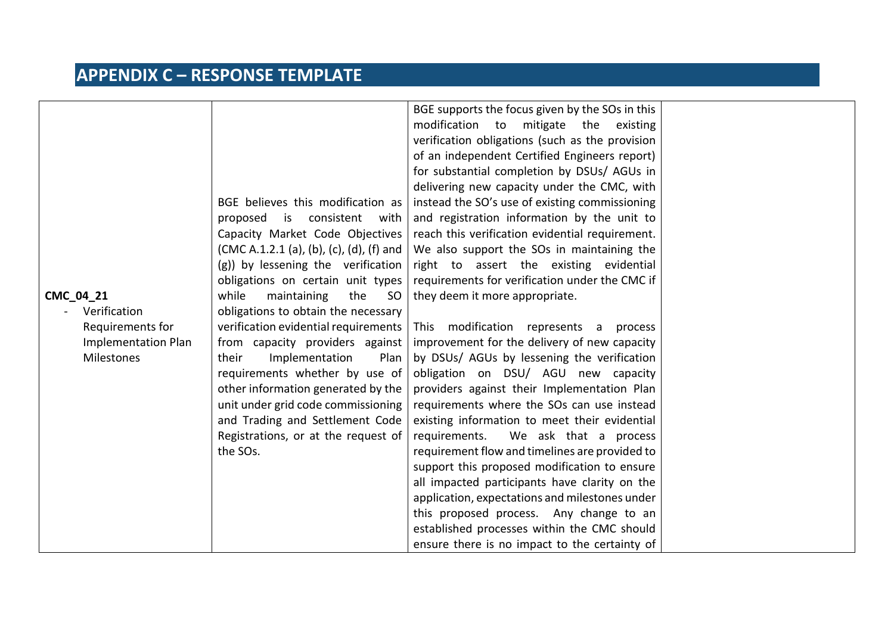## APPENDIX C – RESPONSE TEMPLATE

| | | | |
|---|---|---|---|
| **CMC_04_21**<br>- Verification Requirements for Implementation Plan Milestones | BGE believes this modification as proposed is consistent with Capacity Market Code Objectives (CMC A.1.2.1 (a), (b), (c), (d), (f) and (g)) by lessening the verification obligations on certain unit types while maintaining the SO obligations to obtain the necessary verification evidential requirements from capacity providers against their Implementation Plan requirements whether by use of other information generated by the unit under grid code commissioning and Trading and Settlement Code Registrations, or at the request of the SOs. | BGE supports the focus given by the SOs in this modification to mitigate the existing verification obligations (such as the provision of an independent Certified Engineers report) for substantial completion by DSUs/ AGUs in delivering new capacity under the CMC, with instead the SO's use of existing commissioning and registration information by the unit to reach this verification evidential requirement. We also support the SOs in maintaining the right to assert the existing evidential requirements for verification under the CMC if they deem it more appropriate.<br><br>This modification represents a process improvement for the delivery of new capacity by DSUs/ AGUs by lessening the verification obligation on DSU/ AGU new capacity providers against their Implementation Plan requirements where the SOs can use instead existing information to meet their evidential requirements. We ask that a process requirement flow and timelines are provided to support this proposed modification to ensure all impacted participants have clarity on the application, expectations and milestones under this proposed process. Any change to an established processes within the CMC should ensure there is no impact to the certainty of | |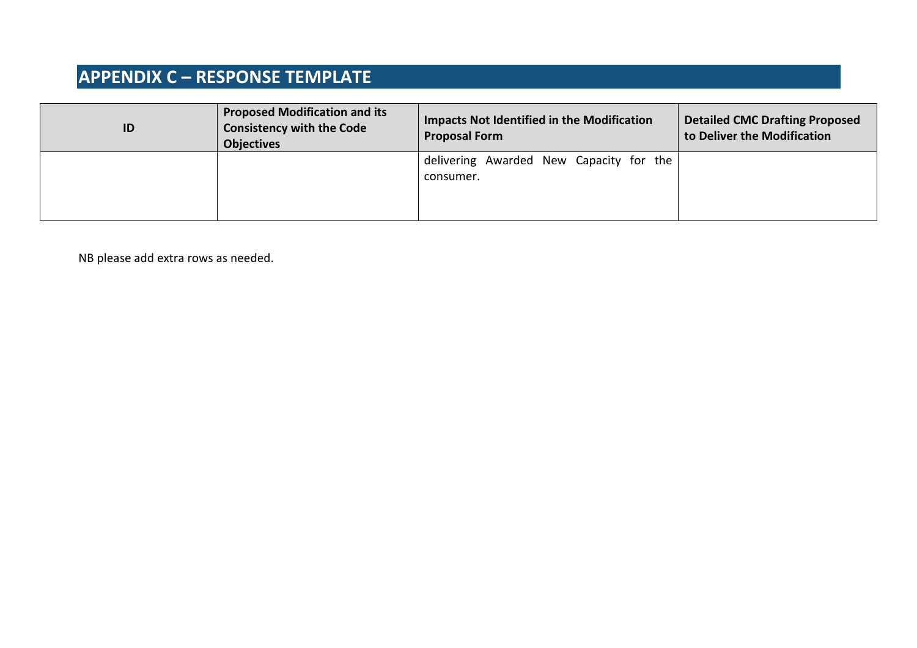# APPENDIX C – RESPONSE TEMPLATE

| ID | Proposed Modification and its Consistency with the Code Objectives | Impacts Not Identified in the Modification Proposal Form | Detailed CMC Drafting Proposed to Deliver the Modification |
|---|---|---|---|
| | | delivering Awarded New Capacity for the consumer. | |

NB please add extra rows as needed.